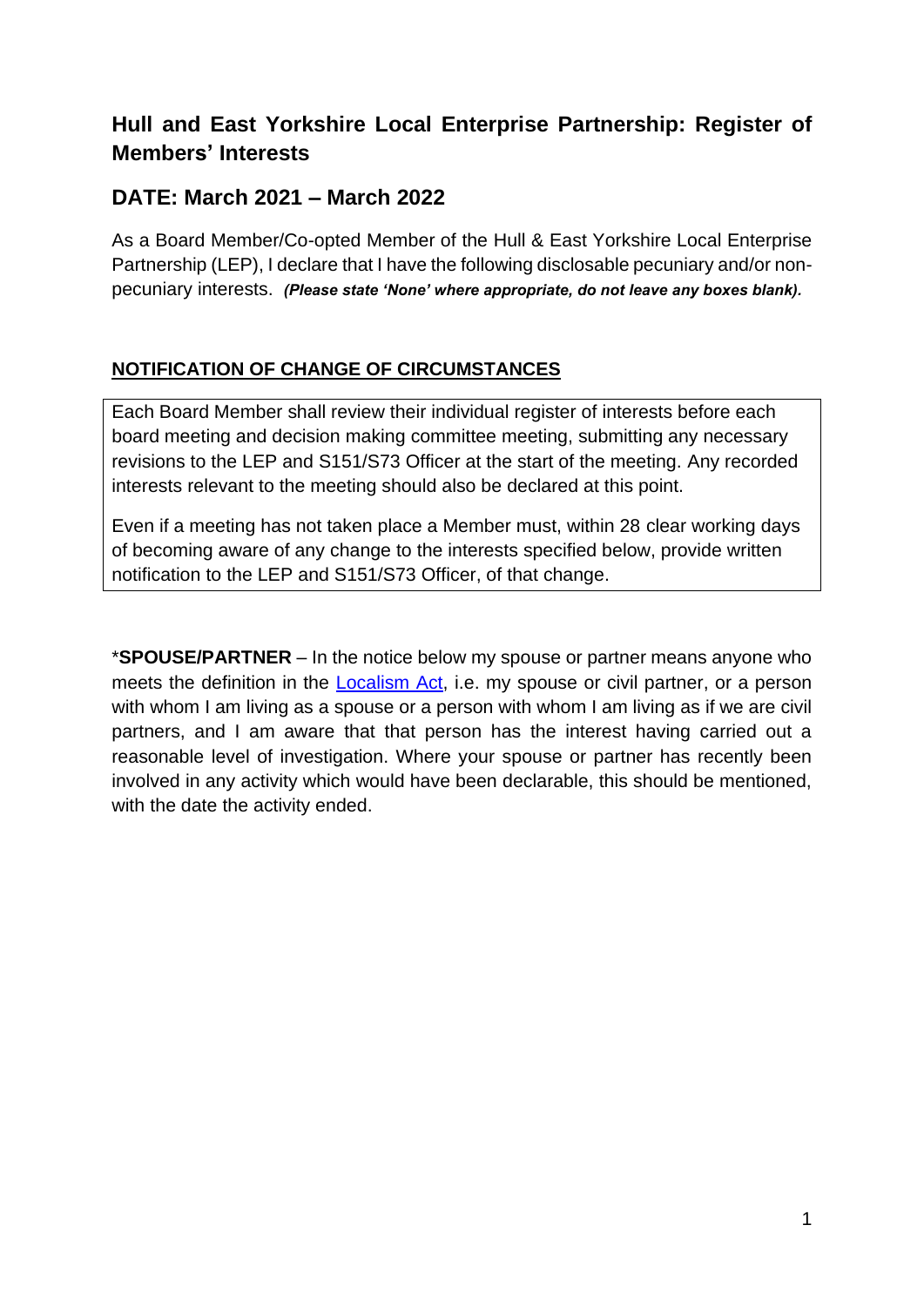## Hull and East Yorkshire Local Enterprise Partnership: Register of Members' Interests

## DATE: March 2021 – March 2022

As a Board Member/Co-opted Member of the Hull & East Yorkshire Local Enterprise Partnership (LEP), I declare that I have the following disclosable pecuniary and/or non-pecuniary interests. ***(Please state 'None' where appropriate, do not leave any boxes blank).***

**NOTIFICATION OF CHANGE OF CIRCUMSTANCES**

Each Board Member shall review their individual register of interests before each board meeting and decision making committee meeting, submitting any necessary revisions to the LEP and S151/S73 Officer at the start of the meeting. Any recorded interests relevant to the meeting should also be declared at this point.

Even if a meeting has not taken place a Member must, within 28 clear working days of becoming aware of any change to the interests specified below, provide written notification to the LEP and S151/S73 Officer, of that change.

*__SPOUSE/PARTNER__ – In the notice below my spouse or partner means anyone who meets the definition in the Localism Act, i.e. my spouse or civil partner, or a person with whom I am living as a spouse or a person with whom I am living as if we are civil partners, and I am aware that that person has the interest having carried out a reasonable level of investigation. Where your spouse or partner has recently been involved in any activity which would have been declarable, this should be mentioned, with the date the activity ended.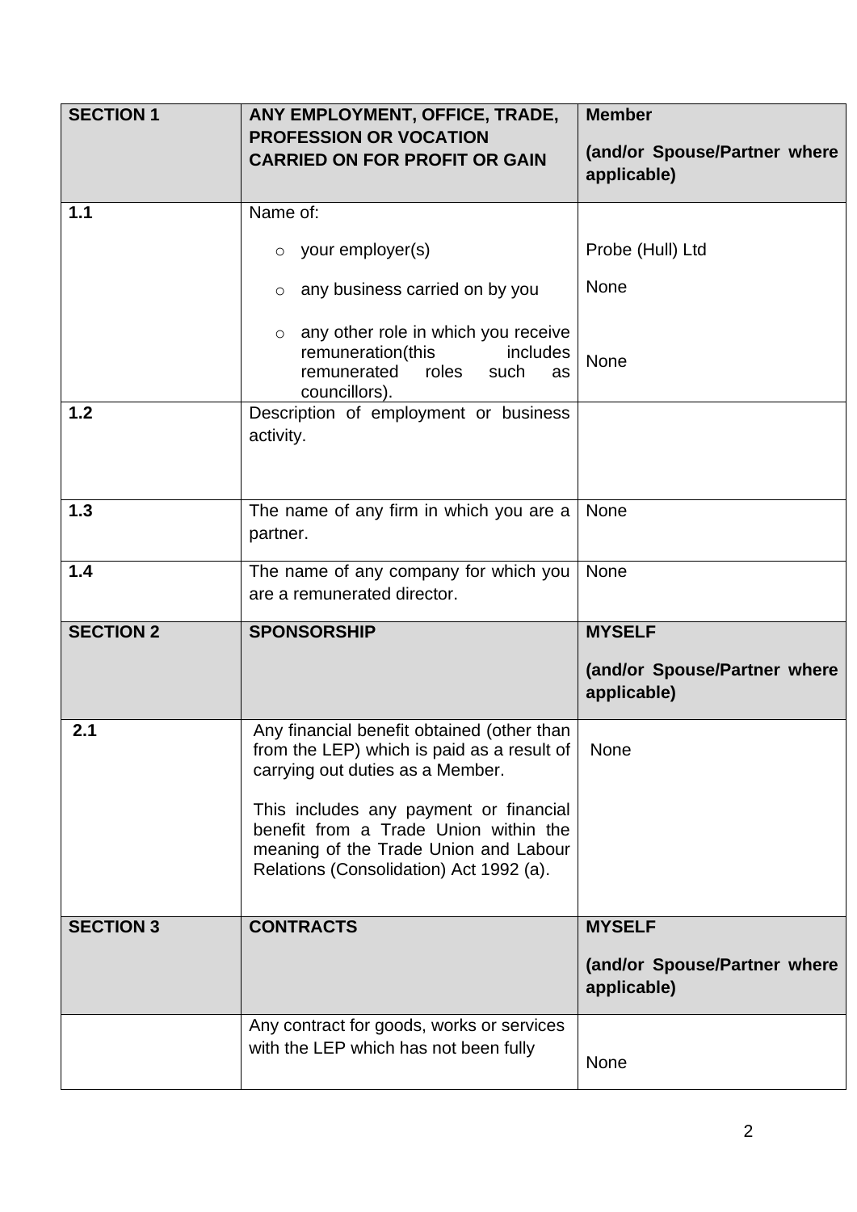| SECTION 1 | ANY EMPLOYMENT, OFFICE, TRADE, PROFESSION OR VOCATION CARRIED ON FOR PROFIT OR GAIN | Member (and/or Spouse/Partner where applicable) |
|---|---|---|
| 1.1 | Name of:<br>○ your employer(s)<br>○ any business carried on by you<br>○ any other role in which you receive remuneration(this includes remunerated roles such as councillors). | <br>Probe (Hull) Ltd<br>None<br>None |
| 1.2 | Description of employment or business activity. | |
| 1.3 | The name of any firm in which you are a partner. | None |
| 1.4 | The name of any company for which you are a remunerated director. | None |
| **SECTION 2** | **SPONSORSHIP** | **MYSELF (and/or Spouse/Partner where applicable)** |
| 2.1 | Any financial benefit obtained (other than from the LEP) which is paid as a result of carrying out duties as a Member.<br><br>This includes any payment or financial benefit from a Trade Union within the meaning of the Trade Union and Labour Relations (Consolidation) Act 1992 (a). | None |
| **SECTION 3** | **CONTRACTS** | **MYSELF (and/or Spouse/Partner where applicable)** |
| | Any contract for goods, works or services with the LEP which has not been fully | None |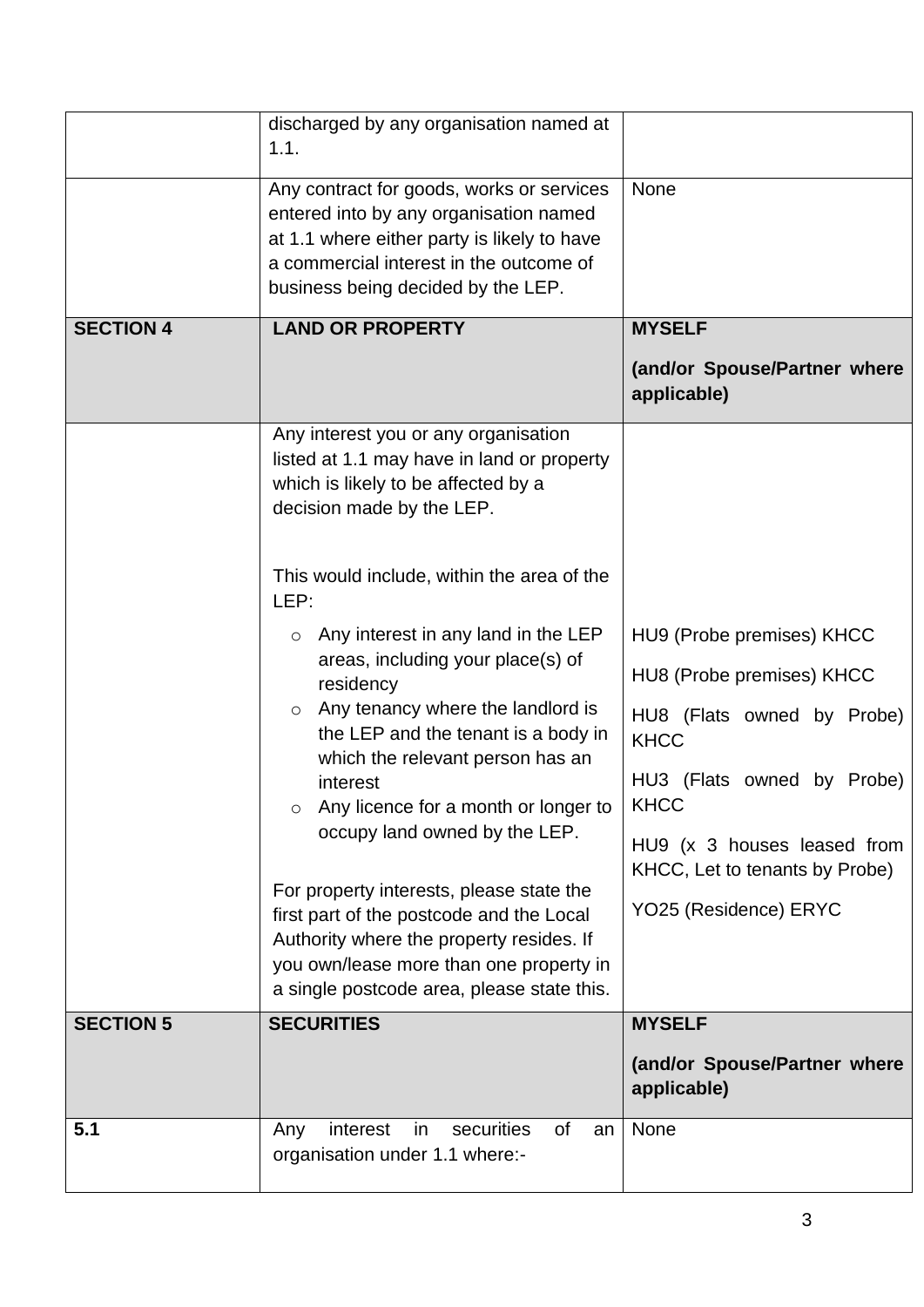| | | |
|---|---|---|
| | discharged by any organisation named at 1.1. | |
| | Any contract for goods, works or services entered into by any organisation named at 1.1 where either party is likely to have a commercial interest in the outcome of business being decided by the LEP. | None |
| **SECTION 4** | **LAND OR PROPERTY** | **MYSELF**<br><br>**(and/or Spouse/Partner where applicable)** |
| | Any interest you or any organisation listed at 1.1 may have in land or property which is likely to be affected by a decision made by the LEP.<br><br>This would include, within the area of the LEP:<br>○ Any interest in any land in the LEP areas, including your place(s) of residency<br>○ Any tenancy where the landlord is the LEP and the tenant is a body in which the relevant person has an interest<br>○ Any licence for a month or longer to occupy land owned by the LEP.<br><br>For property interests, please state the first part of the postcode and the Local Authority where the property resides. If you own/lease more than one property in a single postcode area, please state this. | HU9 (Probe premises) KHCC<br><br>HU8 (Probe premises) KHCC<br><br>HU8 (Flats owned by Probe) KHCC<br><br>HU3 (Flats owned by Probe) KHCC<br><br>HU9 (x 3 houses leased from KHCC, Let to tenants by Probe)<br><br>YO25 (Residence) ERYC |
| **SECTION 5** | **SECURITIES** | **MYSELF**<br><br>**(and/or Spouse/Partner where applicable)** |
| **5.1** | Any interest in securities of an organisation under 1.1 where:- | None |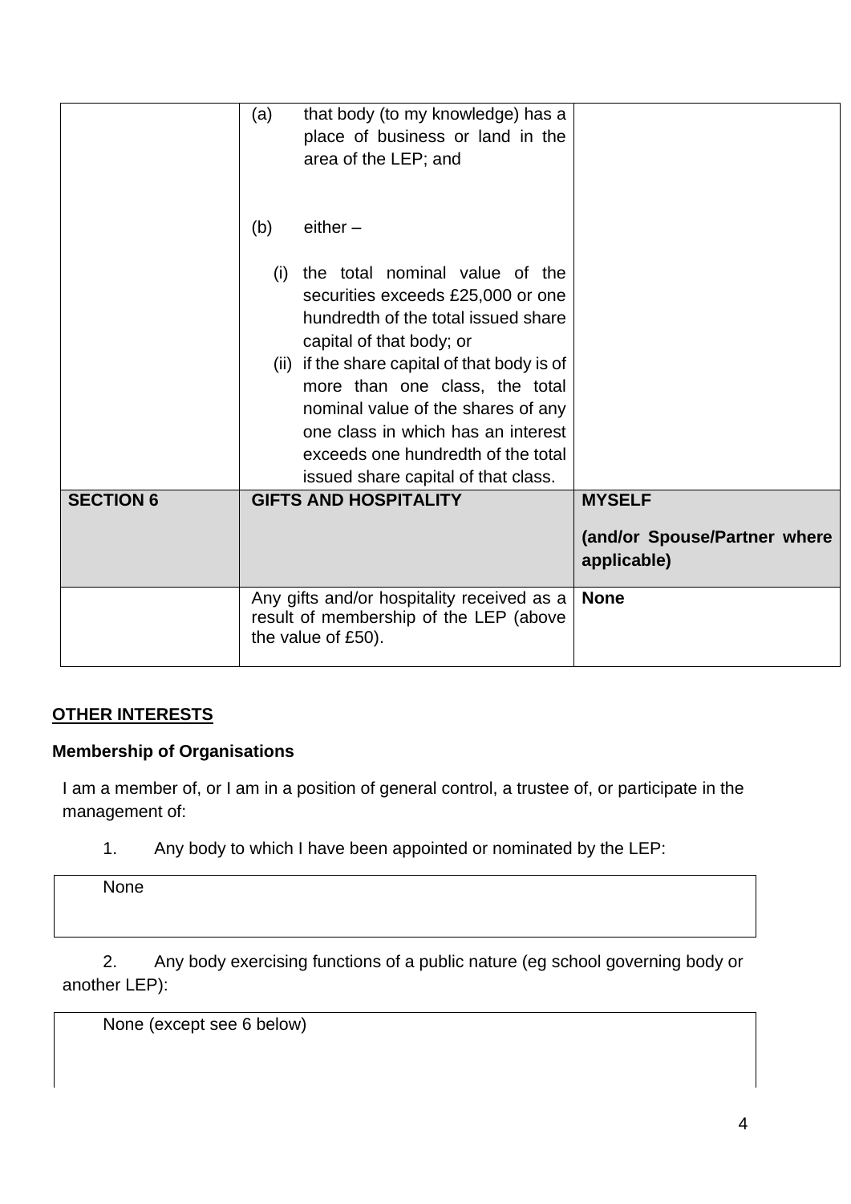| | | |
|---|---|---|
| | (a) that body (to my knowledge) has a place of business or land in the area of the LEP; and<br><br>(b) either –<br><br>(i) the total nominal value of the securities exceeds £25,000 or one hundredth of the total issued share capital of that body; or<br>(ii) if the share capital of that body is of more than one class, the total nominal value of the shares of any one class in which has an interest exceeds one hundredth of the total issued share capital of that class. | |
| **SECTION 6** | **GIFTS AND HOSPITALITY** | **MYSELF**<br><br>**(and/or Spouse/Partner where applicable)** |
| | Any gifts and/or hospitality received as a result of membership of the LEP (above the value of £50). | **None** |

## OTHER INTERESTS

### Membership of Organisations

I am a member of, or I am in a position of general control, a trustee of, or participate in the management of:

1. Any body to which I have been appointed or nominated by the LEP:

| |
|---|
| None |

2. Any body exercising functions of a public nature (eg school governing body or another LEP):

| |
|---|
| None (except see 6 below) |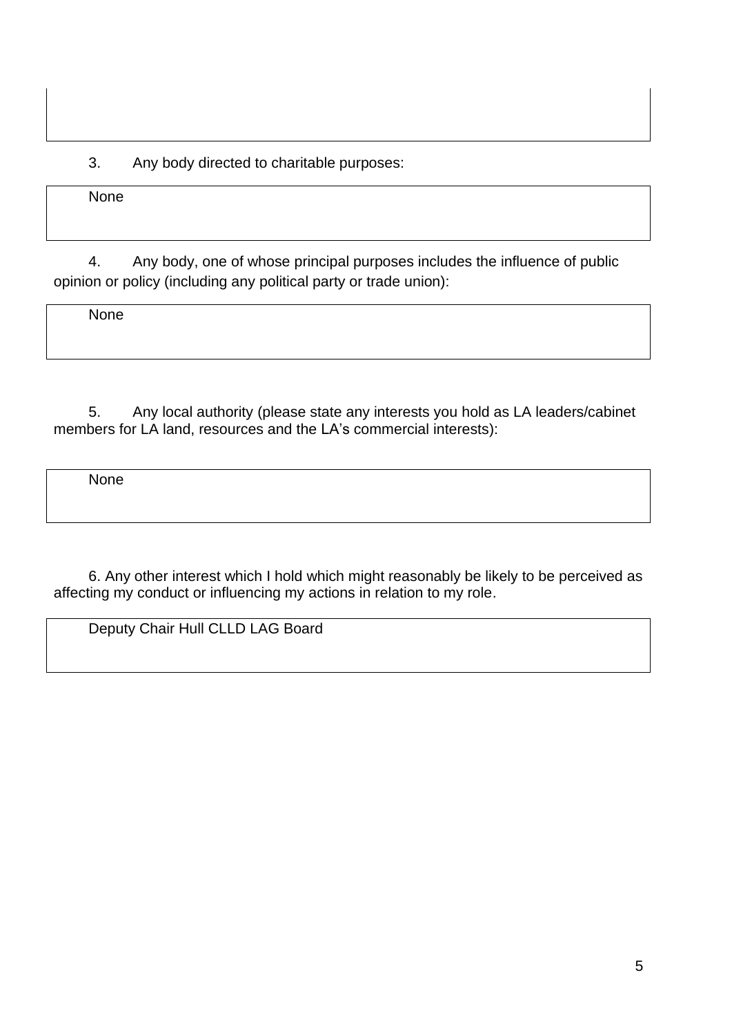3. Any body directed to charitable purposes:

| None |
|---|

4. Any body, one of whose principal purposes includes the influence of public opinion or policy (including any political party or trade union):

| None |
|---|

5. Any local authority (please state any interests you hold as LA leaders/cabinet members for LA land, resources and the LA's commercial interests):

| None |
|---|

6. Any other interest which I hold which might reasonably be likely to be perceived as affecting my conduct or influencing my actions in relation to my role.

| Deputy Chair Hull CLLD LAG Board |
|---|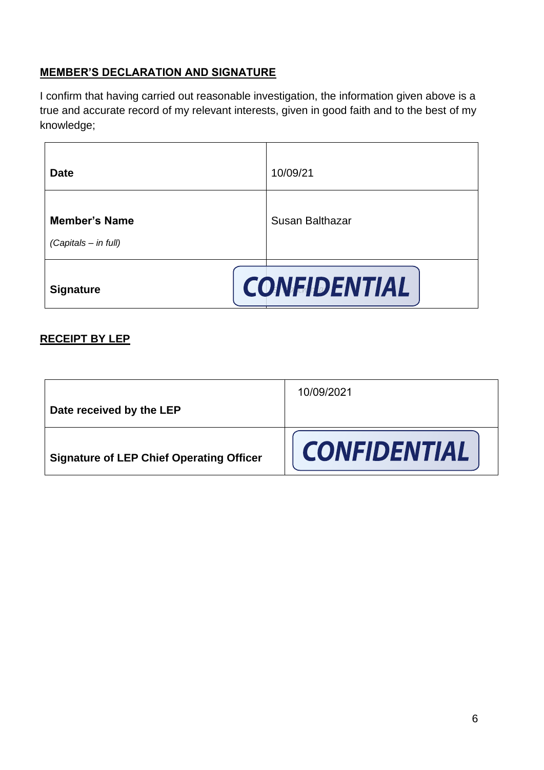**MEMBER'S DECLARATION AND SIGNATURE**

I confirm that having carried out reasonable investigation, the information given above is a true and accurate record of my relevant interests, given in good faith and to the best of my knowledge;

| | |
|---|---|
| **Date** | 10/09/21 |
| **Member's Name**<br>*(Capitals – in full)* | Susan Balthazar |
| **Signature** | CONFIDENTIAL |

**RECEIPT BY LEP**

| | |
|---|---|
| **Date received by the LEP** | 10/09/2021 |
| **Signature of LEP Chief Operating Officer** | CONFIDENTIAL |